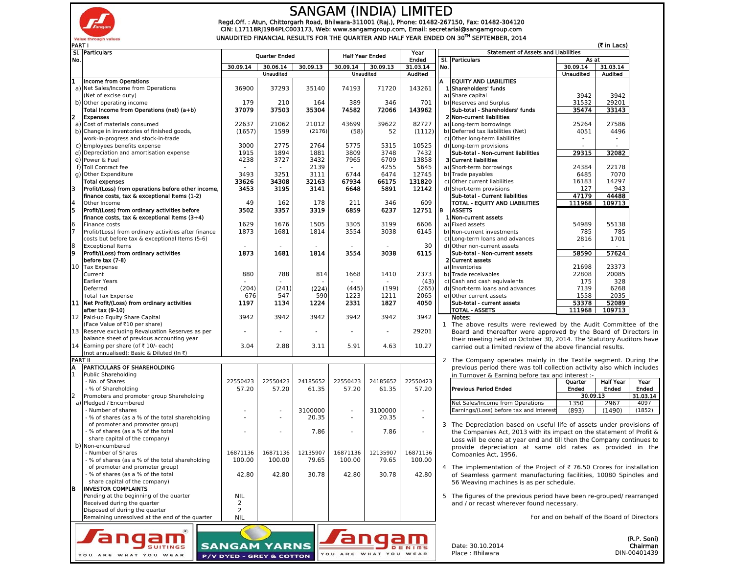# SANGAM (INDIA) LIMITED

Regd.Off. : Atun, Chittorgarh Road, Bhilwara-311001 (Raj.), Phone: 01482-267150, Fax: 01482-304120
CIN: L17118RJ1984PLC003173, Web: www.sangamgroup.com, Email: secretarial@sangamgroup.com

UNAUDITED FINANCIAL RESULTS FOR THE QUARTER AND HALF YEAR ENDED ON 30TH SEPTEMBER, 2014

(₹ in Lacs)

PART I

| Sl. No. | Particulars | Quarter Ended | | | Half Year Ended | | Year Ended |
|---|---|---|---|---|---|---|---|
| | | 30.09.14 | 30.06.14 | 30.09.13 | 30.09.14 | 30.09.13 | 31.03.14 |
| | | Unaudited | | | Unaudited | | Audited |
| 1 | **Income from Operations** | | | | | | |
| a) | Net Sales/Income from Operations (Net of excise duty) | 36900 | 37293 | 35140 | 74193 | 71720 | 143261 |
| b) | Other operating income | 179 | 210 | 164 | 389 | 346 | 701 |
| | **Total Income from Operations (net) (a+b)** | **37079** | **37503** | **35304** | **74582** | **72066** | **143962** |
| 2 | **Expenses** | | | | | | |
| a) | Cost of materials consumed | 22637 | 21062 | 21012 | 43699 | 39622 | 82727 |
| b) | Change in inventories of finished goods, work-in-progress and stock-in-trade | (1657) | 1599 | (2176) | (58) | 52 | (1112) |
| c) | Employees benefits expense | 3000 | 2775 | 2764 | 5775 | 5315 | 10525 |
| d) | Depreciation and amortisation expense | 1915 | 1894 | 1881 | 3809 | 3748 | 7432 |
| e) | Power & Fuel | 4238 | 3727 | 3432 | 7965 | 6709 | 13858 |
| f) | Toll Contract fee | - | - | 2139 | - | 4255 | 5645 |
| g) | Other Expenditure | 3493 | 3251 | 3111 | 6744 | 6474 | 12745 |
| | **Total expenses** | **33626** | **34308** | **32163** | **67934** | **66175** | **131820** |
| 3 | **Profit/(Loss) from operations before other income, finance costs, tax & exceptional Items (1-2)** | **3453** | **3195** | **3141** | **6648** | **5891** | **12142** |
| 4 | Other Income | 49 | 162 | 178 | 211 | 346 | 609 |
| 5 | **Profit/(Loss) from ordinary activities before finance costs, tax & exceptional Items (3+4)** | **3502** | **3357** | **3319** | **6859** | **6237** | **12751** |
| 6 | Finance costs | 1629 | 1676 | 1505 | 3305 | 3199 | 6606 |
| 7 | Profit/(Loss) from ordinary activities after finance costs but before tax & exceptional Items (5-6) | 1873 | 1681 | 1814 | 3554 | 3038 | 6145 |
| 8 | Exceptional Items | - | - | - | - | - | 30 |
| 9 | **Profit/(Loss) from ordinary activities before tax (7-8)** | **1873** | **1681** | **1814** | **3554** | **3038** | **6115** |
| 10 | Tax Expense | | | | | | |
| | Current | 880 | 788 | 814 | 1668 | 1410 | 2373 |
| | Earlier Years | - | - | - | - | - | (43) |
| | Deferred | (204) | (241) | (224) | (445) | (199) | (265) |
| | Total Tax Expense | 676 | 547 | 590 | 1223 | 1211 | 2065 |
| 11 | **Net Profit/(Loss) from ordinary activities after tax (9-10)** | **1197** | **1134** | **1224** | **2331** | **1827** | **4050** |
| 12 | Paid-up Equity Share Capital (Face Value of ₹10 per share) | 3942 | 3942 | 3942 | 3942 | 3942 | 3942 |
| 13 | Reserve excluding Revaluation Reserves as per balance sheet of previous accounting year | - | - | - | - | - | 29201 |
| 14 | Earning per share (of ₹ 10/- each) (not annualised): Basic & Diluted (In ₹) | 3.04 | 2.88 | 3.11 | 5.91 | 4.63 | 10.27 |

PART II

| Sl. No. | Particulars | 30.09.14 | 30.06.14 | 30.09.13 | 30.09.14 | 30.09.13 | 31.03.14 |
|---|---|---|---|---|---|---|---|
| A | **PARTICULARS OF SHAREHOLDING** | | | | | | |
| 1 | Public Shareholding | | | | | | |
| | - No. of Shares | 22550423 | 22550423 | 24185652 | 22550423 | 24185652 | 22550423 |
| | - % of Shareholding | 57.20 | 57.20 | 61.35 | 57.20 | 61.35 | 57.20 |
| 2 | Promoters and promoter group Shareholding | | | | | | |
| a) | Pledged / Encumbered | | | | | | |
| | - Number of shares | - | - | 3100000 | - | 3100000 | - |
| | - % of shares (as a % of the total shareholding of promoter and promoter group) | - | - | 20.35 | - | 20.35 | - |
| | - % of shares (as a % of the total share capital of the company) | - | - | 7.86 | - | 7.86 | - |
| b) | Non-encumbered | | | | | | |
| | - Number of Shares | 16871136 | 16871136 | 12135907 | 16871136 | 12135907 | 16871136 |
| | - % of shares (as a % of the total shareholding of promoter and promoter group) | 100.00 | 100.00 | 79.65 | 100.00 | 79.65 | 100.00 |
| | - % of shares (as a % of the total share capital of the company) | 42.80 | 42.80 | 30.78 | 42.80 | 30.78 | 42.80 |
| B | **INVESTOR COMPLAINTS** | | | | | | |
| | Pending at the beginning of the quarter | NIL | | | | | |
| | Received during the quarter | 2 | | | | | |
| | Disposed of during the quarter | 2 | | | | | |
| | Remaining unresolved at the end of the quarter | NIL | | | | | |

## Statement of Assets and Liabilities

| Sl. No. | Particulars | As at 30.09.14 | As at 31.03.14 |
|---|---|---|---|
| | | Unaudited | Audited |
| A | **EQUITY AND LIABILITIES** | | |
| 1 | **Shareholders' funds** | | |
| a) | Share capital | 3942 | 3942 |
| b) | Reserves and Surplus | 31532 | 29201 |
| | **Sub-total - Shareholders' funds** | **35474** | **33143** |
| 2 | **Non-current liabilities** | | |
| a) | Long-term borrowings | 25264 | 27586 |
| b) | Deferred tax liabilities (Net) | 4051 | 4496 |
| c) | Other long-term liabilities | - | - |
| d) | Long-term provisions | - | - |
| | **Sub-total - Non-current liabilities** | **29315** | **32082** |
| 3 | **Current liabilities** | | |
| a) | Short-term borrowings | 24384 | 22178 |
| b) | Trade payables | 6485 | 7070 |
| c) | Other current liabilities | 16183 | 14297 |
| d) | Short-term provisions | 127 | 943 |
| | **Sub-total - Current liabilities** | **47179** | **44488** |
| | **TOTAL - EQUITY AND LIABILITIES** | **111968** | **109713** |
| B | **ASSETS** | | |
| 1 | **Non-current assets** | | |
| a) | Fixed assets | 54989 | 55138 |
| b) | Non-current investments | 785 | 785 |
| c) | Long-term loans and advances | 2816 | 1701 |
| d) | Other non-current assets | - | - |
| | **Sub-total - Non-current assets** | **58590** | **57624** |
| 2 | **Current assets** | | |
| a) | Inventories | 21698 | 23373 |
| b) | Trade receivables | 22808 | 20085 |
| c) | Cash and cash equivalents | 175 | 328 |
| d) | Short-term loans and advances | 7139 | 6268 |
| e) | Other current assets | 1558 | 2035 |
| | **Sub-total - current assets** | **53378** | **52089** |
| | **TOTAL - ASSETS** | **111968** | **109713** |

**Notes:**

1. The above results were reviewed by the Audit Committee of the Board and thereafter were approved by the Board of Directors in their meeting held on October 30, 2014. The Statutory Auditors have carried out a limited review of the above financial results.

2. The Company operates mainly in the Textile segment. During the previous period there was toll collection activity also which includes in Turnover & Earning before tax and interest :-

| Previous Period Ended | Quarter Ended 30.09.13 | Half Year Ended 30.09.13 | Year Ended 31.03.14 |
|---|---|---|---|
| Net Sales/Income from Operations | 1350 | 2967 | 4097 |
| Earnings/(Loss) before tax and Interest | (893) | (1490) | (1852) |

3. The Depreciation based on useful life of assets under provisions of the Companies Act, 2013 with its impact on the statement of Profit & Loss will be done at year end and till then the Company continues to provide depreciation at same old rates as provided in the Companies Act, 1956.

4. The implementation of the Project of ₹ 76.50 Crores for installation of Seamless garment manufacturing facilities, 10080 Spindles and 56 Weaving machines is as per schedule.

5. The figures of the previous period have been re-grouped/ rearranged and / or recast wherever found necessary.

For and on behalf of the Board of Directors

Date: 30.10.2014
Place : Bhilwara

(R.P. Soni)
Chairman
DIN-00401439

Sangam SUITINGS — YOU ARE WHAT YOU WEAR | SANGAM YARNS — P/V DYED - GREY & COTTON | Sangam DENIMS — YOU ARE WHAT YOU WEAR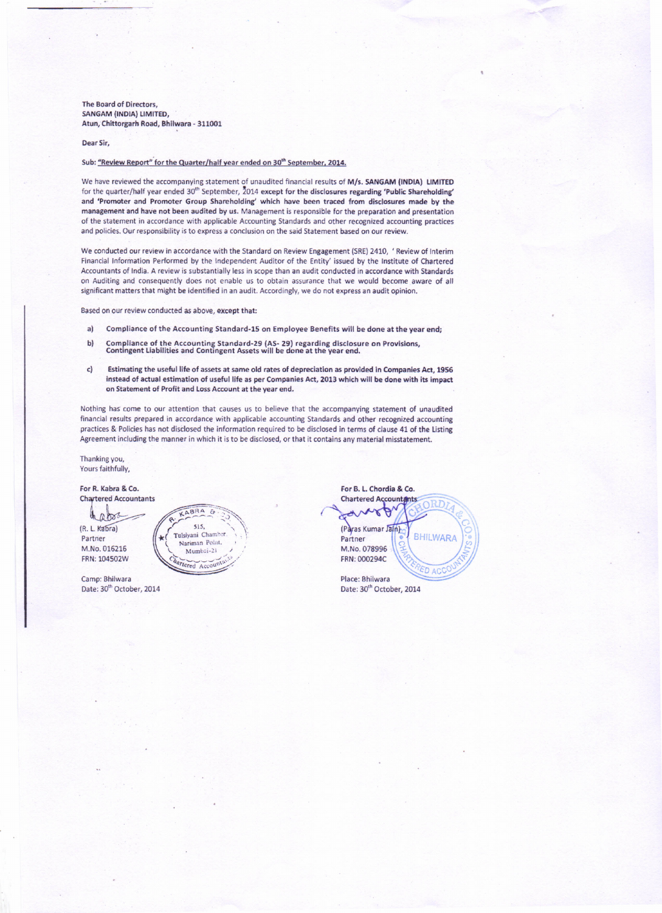The Board of Directors,
SANGAM (INDIA) LIMITED,
Atun, Chittorgarh Road, Bhilwara - 311001

Dear Sir,

Sub: "Review Report" for the Quarter/half year ended on 30th September, 2014.

We have reviewed the accompanying statement of unaudited financial results of **M/s. SANGAM (INDIA) LIMITED** for the quarter/half year ended 30th September, 2014 **except for the disclosures regarding 'Public Shareholding' and 'Promoter and Promoter Group Shareholding' which have been traced from disclosures made by the management and have not been audited by us.** Management is responsible for the preparation and presentation of the statement in accordance with applicable Accounting Standards and other recognized accounting practices and policies. Our responsibility is to express a conclusion on the said Statement based on our review.

We conducted our review in accordance with the Standard on Review Engagement (SRE) 2410, ' Review of Interim Financial Information Performed by the Independent Auditor of the Entity' issued by the Institute of Chartered Accountants of India. A review is substantially less in scope than an audit conducted in accordance with Standards on Auditing and consequently does not enable us to obtain assurance that we would become aware of all significant matters that might be identified in an audit. Accordingly, we do not express an audit opinion.

Based on our review conducted as above, **except that:**

a) **Compliance of the Accounting Standard-15 on Employee Benefits will be done at the year end;**

b) **Compliance of the Accounting Standard-29 (AS- 29) regarding disclosure on Provisions, Contingent Liabilities and Contingent Assets will be done at the year end.**

c) **Estimating the useful life of assets at same old rates of depreciation as provided in Companies Act, 1956 instead of actual estimation of useful life as per Companies Act, 2013 which will be done with its impact on Statement of Profit and Loss Account at the year end.**

Nothing has come to our attention that causes us to believe that the accompanying statement of unaudited financial results prepared in accordance with applicable accounting Standards and other recognized accounting practices & Policies has not disclosed the information required to be disclosed in terms of clause 41 of the Listing Agreement including the manner in which it is to be disclosed, or that it contains any material misstatement.

Thanking you,
Yours faithfully,

**For R. Kabra & Co.**
**Chartered Accountants**

(R. L. Kabra)
Partner
M.No. 016216
FRN: 104502W

Camp: Bhilwara
Date: 30th October, 2014

**For B. L. Chordia & Co.**
**Chartered Accountants**

(Paras Kumar Jain)
Partner
M.No. 078996
FRN: 000294C

Place: Bhilwara
Date: 30th October, 2014